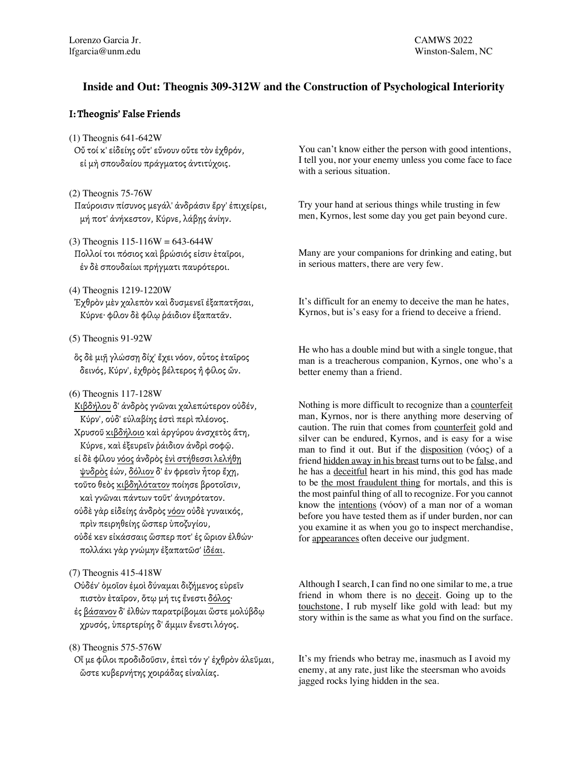Lorenzo Garcia Jr.
lfgarcia@unm.edu

CAMWS 2022
Winston-Salem, NC

# Inside and Out: Theognis 309-312W and the Construction of Psychological Interiority

## I: Theognis' False Friends

(1) Theognis 641-642W

Οὔ τοί κ' εἰδείης οὔτ' εὔνουν οὔτε τὸν ἐχθρόν,
 εἰ μὴ σπουδαίου πράγματος ἀντιτύχοις.

You can't know either the person with good intentions, I tell you, nor your enemy unless you come face to face with a serious situation.

(2) Theognis 75-76W

Παύροισιν πίσυνος μεγάλ' ἀνδράσιν ἔργ' ἐπιχείρει,
 μή ποτ' ἀνήκεστον, Κύρνε, λάβῃς ἀνίην.

Try your hand at serious things while trusting in few men, Kyrnos, lest some day you get pain beyond cure.

(3) Theognis 115-116W = 643-644W

Πολλοί τοι πόσιος καὶ βρώσιός εἰσιν ἑταῖροι,
 ἐν δὲ σπουδαίωι πρήγματι παυρότεροι.

Many are your companions for drinking and eating, but in serious matters, there are very few.

(4) Theognis 1219-1220W

Ἐχθρὸν μὲν χαλεπὸν καὶ δυσμενεῖ ἐξαπατῆσαι,
 Κύρνε· φίλον δὲ φίλῳ ῥάιδιον ἐξαπατᾶν.

It's difficult for an enemy to deceive the man he hates, Kyrnos, but is's easy for a friend to deceive a friend.

(5) Theognis 91-92W

ὃς δὲ μιῇ γλώσσῃ δίχ' ἔχει νόον, οὗτος ἑταῖρος
 δεινός, Κύρν', ἐχθρὸς βέλτερος ἢ φίλος ὤν.

He who has a double mind but with a single tongue, that man is a treacherous companion, Kyrnos, one who's a better enemy than a friend.

(6) Theognis 117-128W

<u>Κιβδήλου</u> δ' ἀνδρὸς γνῶναι χαλεπώτερον οὐδέν,
 Κύρν', οὐδ' εὐλαβίης ἐστὶ περὶ πλέονος.
Χρυσοῦ <u>κιβδήλοιο</u> καὶ ἀργύρου ἀνσχετὸς ἄτη,
 Κύρνε, καὶ ἐξευρεῖν ῥάιδιον ἀνδρὶ σοφῷ.
εἰ δὲ φίλου <u>νόος</u> ἀνδρὸς <u>ἐνὶ στήθεσσι λελήθῃ</u>
 <u>ψυδρὸς</u> ἐών, <u>δόλιον</u> δ' ἐν φρεσὶν ἦτορ ἔχῃ,
τοῦτο θεὸς <u>κιβδηλότατον</u> ποίησε βροτοῖσιν,
 καὶ γνῶναι πάντων τοῦτ' ἀνιηρότατον.
οὐδὲ γὰρ εἰδείης ἀνδρὸς <u>νόον</u> οὐδὲ γυναικός,
 πρὶν πειρηθείης ὥσπερ ὑποζυγίου,
οὐδέ κεν εἰκάσσαις ὥσπερ ποτ' ἐς ὥριον ἐλθών·
 πολλάκι γὰρ γνώμην ἐξαπατῶσ' <u>ἰδέαι</u>.

Nothing is more difficult to recognize than a <u>counterfeit</u> man, Kyrnos, nor is there anything more deserving of caution. The ruin that comes from <u>counterfeit</u> gold and silver can be endured, Kyrnos, and is easy for a wise man to find it out. But if the <u>disposition</u> (νόος) of a friend <u>hidden away in his breast</u> turns out to be <u>false</u>, and he has a <u>deceitful</u> heart in his mind, this god has made to be <u>the most fraudulent thing</u> for mortals, and this is the most painful thing of all to recognize. For you cannot know the <u>intentions</u> (νόον) of a man nor of a woman before you have tested them as if under burden, nor can you examine it as when you go to inspect merchandise, for <u>appearances</u> often deceive our judgment.

(7) Theognis 415-418W

Οὐδέν' ὁμοῖον ἐμοὶ δύναμαι διζήμενος εὑρεῖν
 πιστὸν ἑταῖρον, ὅτῳ μή τις ἔνεστι <u>δόλος</u>·
ἐς <u>βάσανον</u> δ' ἐλθὼν παρατρίβομαι ὥστε μολύβδῳ
 χρυσός, ὑπερτερίης δ' ἄμμιν ἔνεστι λόγος.

Although I search, I can find no one similar to me, a true friend in whom there is no <u>deceit</u>. Going up to the <u>touchstone</u>, I rub myself like gold with lead: but my story within is the same as what you find on the surface.

(8) Theognis 575-576W

Οἵ με φίλοι προδιδοῦσιν, ἐπεὶ τόν γ' ἐχθρὸν ἀλεῦμαι,
 ὥστε κυβερνήτης χοιράδας εἰναλίας.

It's my friends who betray me, inasmuch as I avoid my enemy, at any rate, just like the steersman who avoids jagged rocks lying hidden in the sea.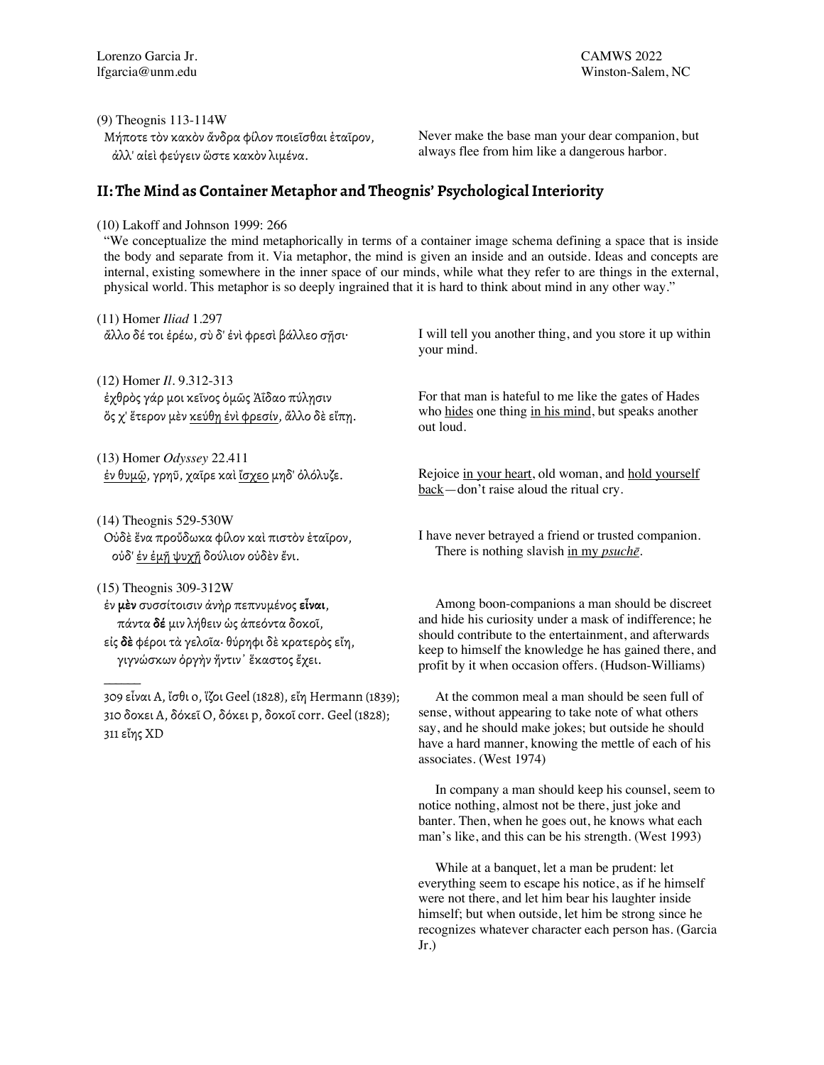(9) Theognis 113-114W

Μήποτε τὸν κακὸν ἄνδρα φίλον ποιεῖσθαι ἑταῖρον,
 ἀλλ' αἰεὶ φεύγειν ὥστε κακὸν λιμένα.

Never make the base man your dear companion, but always flee from him like a dangerous harbor.

## II: The Mind as Container Metaphor and Theognis' Psychological Interiority

(10) Lakoff and Johnson 1999: 266

"We conceptualize the mind metaphorically in terms of a container image schema defining a space that is inside the body and separate from it. Via metaphor, the mind is given an inside and an outside. Ideas and concepts are internal, existing somewhere in the inner space of our minds, while what they refer to are things in the external, physical world. This metaphor is so deeply ingrained that it is hard to think about mind in any other way."

(11) Homer *Iliad* 1.297

ἄλλο δέ τοι ἐρέω, σὺ δ' ἐνὶ φρεσὶ βάλλεο σῇσι·

I will tell you another thing, and you store it up within your mind.

(12) Homer *Il*. 9.312-313

ἐχθρὸς γάρ μοι κεῖνος ὁμῶς Ἀΐδαο πύλῃσιν
ὅς χ' ἕτερον μὲν <u>κεύθῃ ἐνὶ φρεσίν</u>, ἄλλο δὲ εἴπῃ.

For that man is hateful to me like the gates of Hades who <u>hides</u> one thing <u>in his mind</u>, but speaks another out loud.

(13) Homer *Odyssey* 22.411

<u>ἐν θυμῷ</u>, γρηῦ, χαῖρε καὶ <u>ἴσχεο</u> μηδ' ὀλόλυζε.

Rejoice <u>in your heart</u>, old woman, and <u>hold yourself back</u>—don't raise aloud the ritual cry.

(14) Theognis 529-530W

Οὐδὲ ἕνα προὔδωκα φίλον καὶ πιστὸν ἑταῖρον,
 οὐδ' <u>ἐν ἐμῇ ψυχῇ</u> δούλιον οὐδὲν ἔνι.

I have never betrayed a friend or trusted companion.
 There is nothing slavish <u>in my *psuchē*</u>.

(15) Theognis 309-312W

ἐν **μὲν** συσσίτοισιν ἀνὴρ πεπνυμένος **εἶναι**,
 πάντα **δέ** μιν λήθειν ὡς ἀπεόντα δοκοῖ,
εἰς **δὲ** φέροι τὰ γελοῖα· θύρηφι δὲ κρατερὸς εἴη,
 γιγνώσκων ὀργὴν ἥντιν' ἕκαστος ἔχει.

309 εἶναι A, ἴσθι o, ἴζοι Geel (1828), εἴη Hermann (1839); 310 δοκει A, δοκεῖ O, δόκει p, δοκοῖ corr. Geel (1828); 311 εἴης XD

Among boon-companions a man should be discreet and hide his curiosity under a mask of indifference; he should contribute to the entertainment, and afterwards keep to himself the knowledge he has gained there, and profit by it when occasion offers. (Hudson-Williams)

At the common meal a man should be seen full of sense, without appearing to take note of what others say, and he should make jokes; but outside he should have a hard manner, knowing the mettle of each of his associates. (West 1974)

In company a man should keep his counsel, seem to notice nothing, almost not be there, just joke and banter. Then, when he goes out, he knows what each man's like, and this can be his strength. (West 1993)

While at a banquet, let a man be prudent: let everything seem to escape his notice, as if he himself were not there, and let him bear his laughter inside himself; but when outside, let him be strong since he recognizes whatever character each person has. (Garcia Jr.)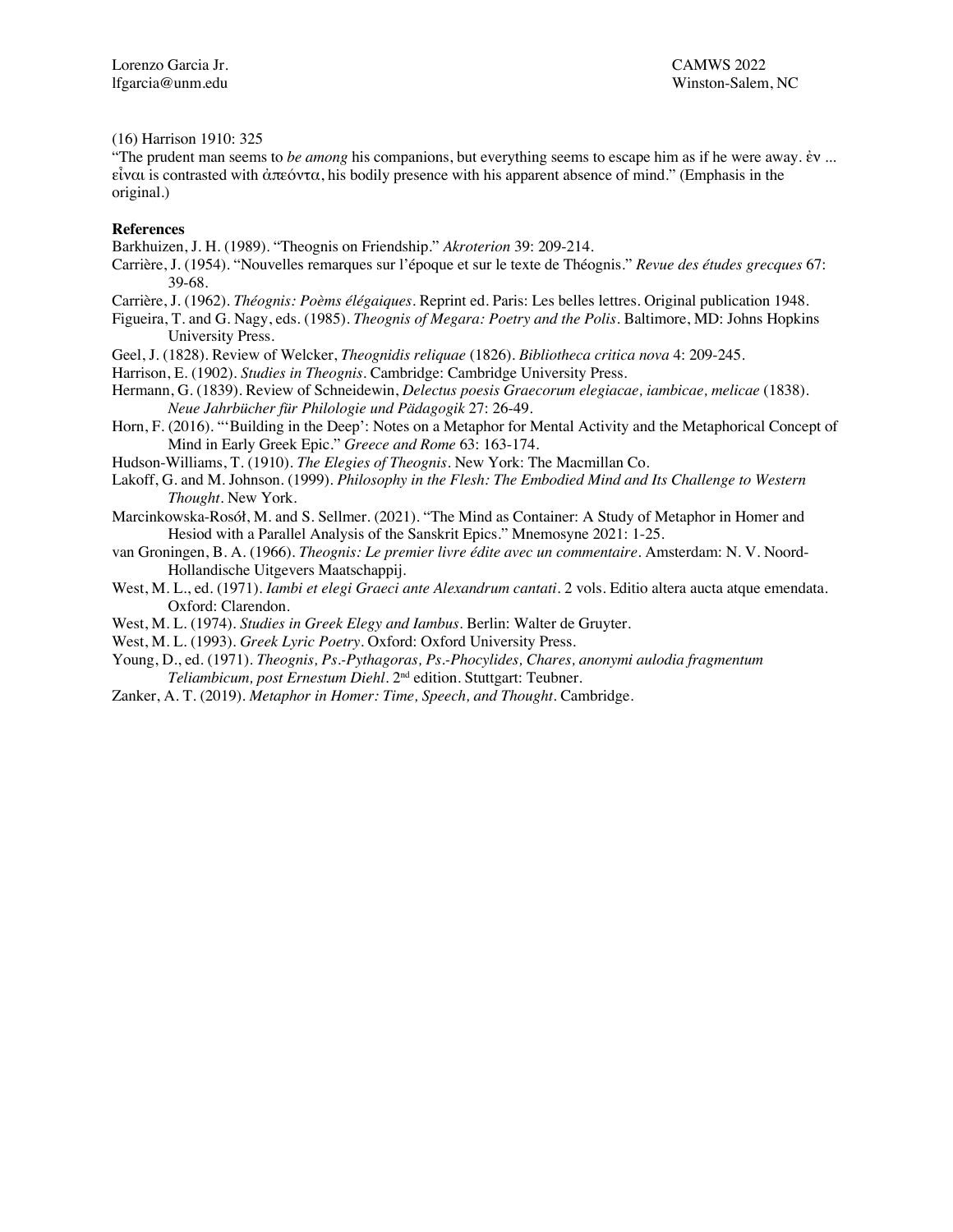(16) Harrison 1910: 325

"The prudent man seems to *be among* his companions, but everything seems to escape him as if he were away. ἐν ... εἶναι is contrasted with ἀπεόντα, his bodily presence with his apparent absence of mind." (Emphasis in the original.)

**References**

Barkhuizen, J. H. (1989). "Theognis on Friendship." *Akroterion* 39: 209-214.

Carrière, J. (1954). "Nouvelles remarques sur l'époque et sur le texte de Théognis." *Revue des études grecques* 67: 39-68.

Carrière, J. (1962). *Théognis: Poèms élégaiques*. Reprint ed. Paris: Les belles lettres. Original publication 1948.

Figueira, T. and G. Nagy, eds. (1985). *Theognis of Megara: Poetry and the Polis*. Baltimore, MD: Johns Hopkins University Press.

Geel, J. (1828). Review of Welcker, *Theognidis reliquae* (1826). *Bibliotheca critica nova* 4: 209-245.

Harrison, E. (1902). *Studies in Theognis*. Cambridge: Cambridge University Press.

Hermann, G. (1839). Review of Schneidewin, *Delectus poesis Graecorum elegiacae, iambicae, melicae* (1838). *Neue Jahrbücher für Philologie und Pädagogik* 27: 26-49.

Horn, F. (2016). "'Building in the Deep': Notes on a Metaphor for Mental Activity and the Metaphorical Concept of Mind in Early Greek Epic." *Greece and Rome* 63: 163-174.

Hudson-Williams, T. (1910). *The Elegies of Theognis*. New York: The Macmillan Co.

Lakoff, G. and M. Johnson. (1999). *Philosophy in the Flesh: The Embodied Mind and Its Challenge to Western Thought*. New York.

Marcinkowska-Rosół, M. and S. Sellmer. (2021). "The Mind as Container: A Study of Metaphor in Homer and Hesiod with a Parallel Analysis of the Sanskrit Epics." Mnemosyne 2021: 1-25.

van Groningen, B. A. (1966). *Theognis: Le premier livre édite avec un commentaire*. Amsterdam: N. V. Noord-Hollandische Uitgevers Maatschappij.

West, M. L., ed. (1971). *Iambi et elegi Graeci ante Alexandrum cantati*. 2 vols. Editio altera aucta atque emendata. Oxford: Clarendon.

West, M. L. (1974). *Studies in Greek Elegy and Iambus*. Berlin: Walter de Gruyter.

West, M. L. (1993). *Greek Lyric Poetry*. Oxford: Oxford University Press.

Young, D., ed. (1971). *Theognis, Ps.-Pythagoras, Ps.-Phocylides, Chares, anonymi aulodia fragmentum Teliambicum, post Ernestum Diehl*. 2nd edition. Stuttgart: Teubner.

Zanker, A. T. (2019). *Metaphor in Homer: Time, Speech, and Thought*. Cambridge.